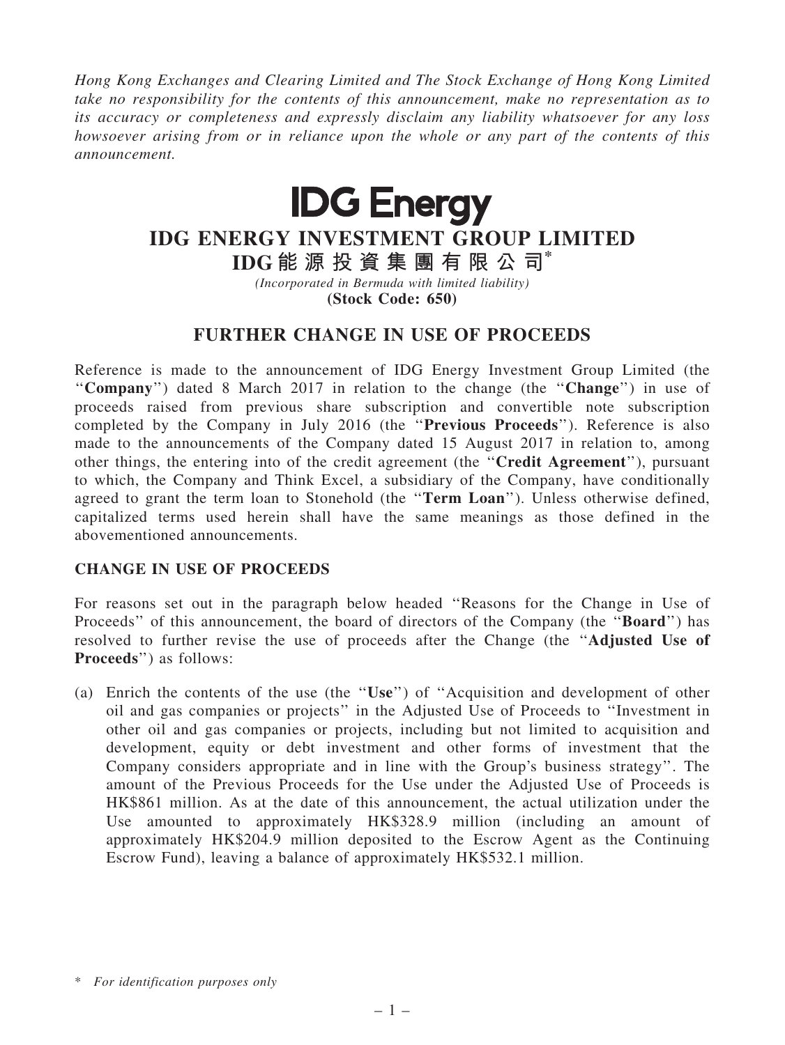*Hong Kong Exchanges and Clearing Limited and The Stock Exchange of Hong Kong Limited take no responsibility for the contents of this announcement, make no representation as to its accuracy or completeness and expressly disclaim any liability whatsoever for any loss howsoever arising from or in reliance upon the whole or any part of the contents of this announcement.*

# IDG Energy

# IDG ENERGY INVESTMENT GROUP LIMITED

# IDG能源投資集團有限公司*

*(Incorporated in Bermuda with limited liability)*

**(Stock Code: 650)**

## FURTHER CHANGE IN USE OF PROCEEDS

Reference is made to the announcement of IDG Energy Investment Group Limited (the "**Company**") dated 8 March 2017 in relation to the change (the "**Change**") in use of proceeds raised from previous share subscription and convertible note subscription completed by the Company in July 2016 (the "**Previous Proceeds**"). Reference is also made to the announcements of the Company dated 15 August 2017 in relation to, among other things, the entering into of the credit agreement (the "**Credit Agreement**"), pursuant to which, the Company and Think Excel, a subsidiary of the Company, have conditionally agreed to grant the term loan to Stonehold (the "**Term Loan**"). Unless otherwise defined, capitalized terms used herein shall have the same meanings as those defined in the abovementioned announcements.

### CHANGE IN USE OF PROCEEDS

For reasons set out in the paragraph below headed "Reasons for the Change in Use of Proceeds" of this announcement, the board of directors of the Company (the "**Board**") has resolved to further revise the use of proceeds after the Change (the "**Adjusted Use of Proceeds**") as follows:

(a) Enrich the contents of the use (the "**Use**") of "Acquisition and development of other oil and gas companies or projects" in the Adjusted Use of Proceeds to "Investment in other oil and gas companies or projects, including but not limited to acquisition and development, equity or debt investment and other forms of investment that the Company considers appropriate and in line with the Group's business strategy". The amount of the Previous Proceeds for the Use under the Adjusted Use of Proceeds is HK$861 million. As at the date of this announcement, the actual utilization under the Use amounted to approximately HK$328.9 million (including an amount of approximately HK$204.9 million deposited to the Escrow Agent as the Continuing Escrow Fund), leaving a balance of approximately HK$532.1 million.

\* *For identification purposes only*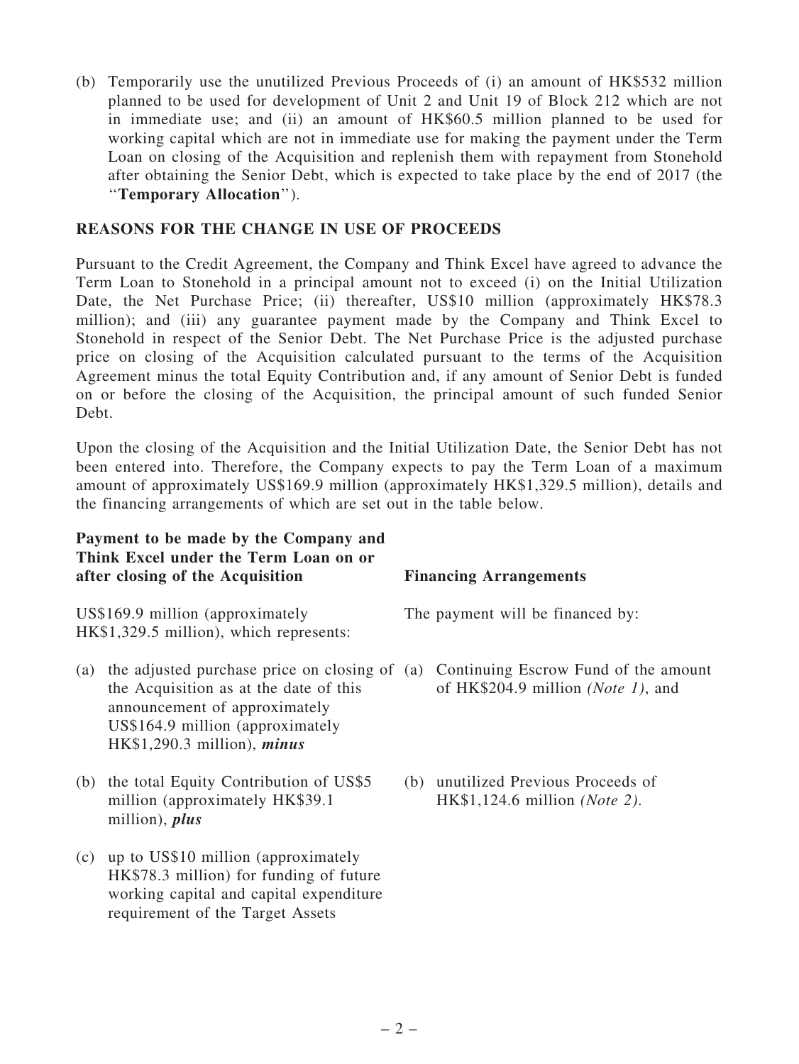(b) Temporarily use the unutilized Previous Proceeds of (i) an amount of HK$532 million planned to be used for development of Unit 2 and Unit 19 of Block 212 which are not in immediate use; and (ii) an amount of HK$60.5 million planned to be used for working capital which are not in immediate use for making the payment under the Term Loan on closing of the Acquisition and replenish them with repayment from Stonehold after obtaining the Senior Debt, which is expected to take place by the end of 2017 (the "**Temporary Allocation**").

## REASONS FOR THE CHANGE IN USE OF PROCEEDS

Pursuant to the Credit Agreement, the Company and Think Excel have agreed to advance the Term Loan to Stonehold in a principal amount not to exceed (i) on the Initial Utilization Date, the Net Purchase Price; (ii) thereafter, US$10 million (approximately HK$78.3 million); and (iii) any guarantee payment made by the Company and Think Excel to Stonehold in respect of the Senior Debt. The Net Purchase Price is the adjusted purchase price on closing of the Acquisition calculated pursuant to the terms of the Acquisition Agreement minus the total Equity Contribution and, if any amount of Senior Debt is funded on or before the closing of the Acquisition, the principal amount of such funded Senior Debt.

Upon the closing of the Acquisition and the Initial Utilization Date, the Senior Debt has not been entered into. Therefore, the Company expects to pay the Term Loan of a maximum amount of approximately US$169.9 million (approximately HK$1,329.5 million), details and the financing arrangements of which are set out in the table below.

| **Payment to be made by the Company and Think Excel under the Term Loan on or after closing of the Acquisition** | **Financing Arrangements** |
|---|---|
| US$169.9 million (approximately HK$1,329.5 million), which represents: | The payment will be financed by: |
| (a) the adjusted purchase price on closing of the Acquisition as at the date of this announcement of approximately US$164.9 million (approximately HK$1,290.3 million), ***minus*** | (a) Continuing Escrow Fund of the amount of HK$204.9 million *(Note 1)*, and |
| (b) the total Equity Contribution of US$5 million (approximately HK$39.1 million), ***plus*** | (b) unutilized Previous Proceeds of HK$1,124.6 million *(Note 2)*. |
| (c) up to US$10 million (approximately HK$78.3 million) for funding of future working capital and capital expenditure requirement of the Target Assets | |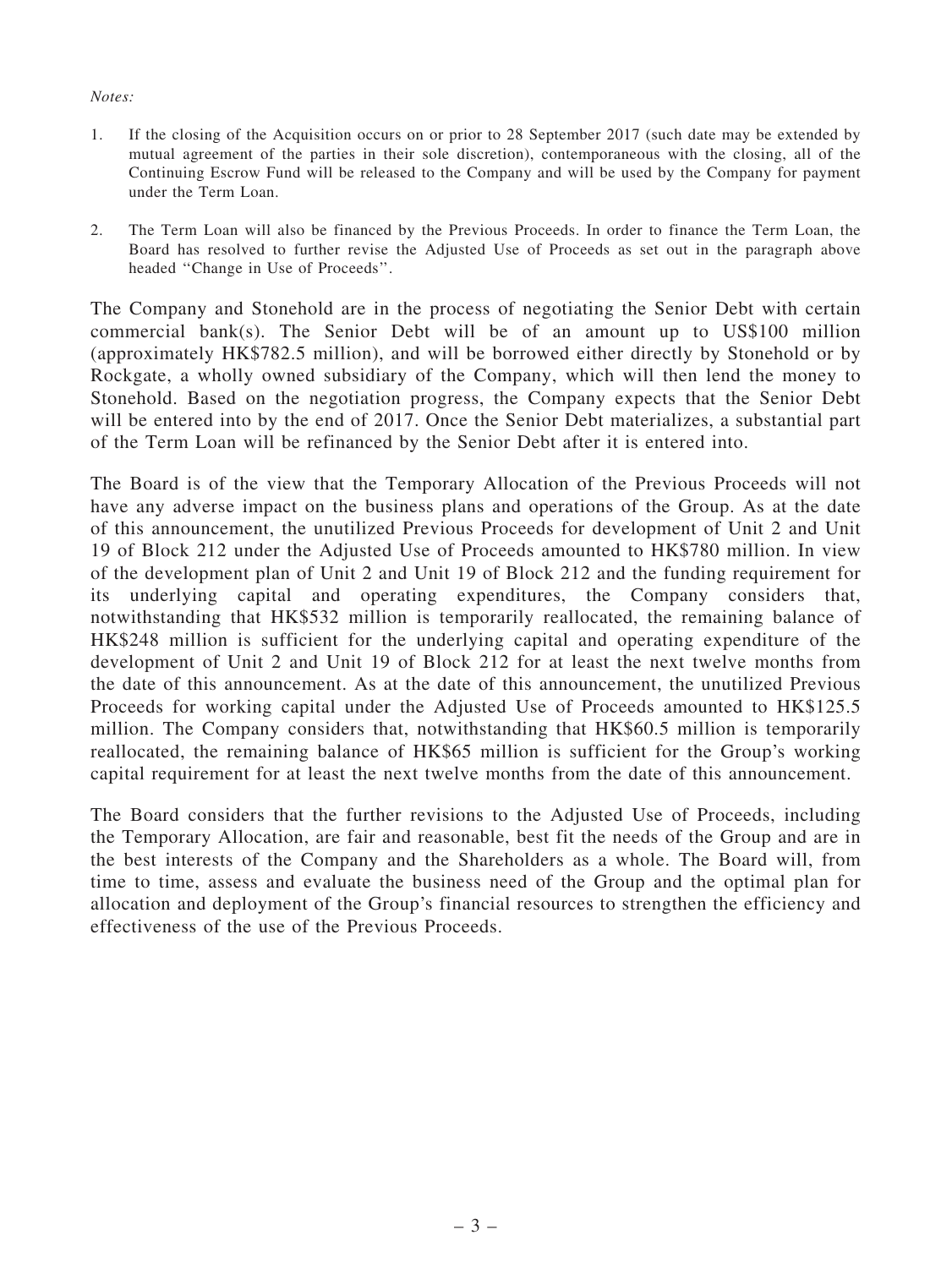*Notes:*

1. If the closing of the Acquisition occurs on or prior to 28 September 2017 (such date may be extended by mutual agreement of the parties in their sole discretion), contemporaneous with the closing, all of the Continuing Escrow Fund will be released to the Company and will be used by the Company for payment under the Term Loan.

2. The Term Loan will also be financed by the Previous Proceeds. In order to finance the Term Loan, the Board has resolved to further revise the Adjusted Use of Proceeds as set out in the paragraph above headed ''Change in Use of Proceeds''.

The Company and Stonehold are in the process of negotiating the Senior Debt with certain commercial bank(s). The Senior Debt will be of an amount up to US$100 million (approximately HK$782.5 million), and will be borrowed either directly by Stonehold or by Rockgate, a wholly owned subsidiary of the Company, which will then lend the money to Stonehold. Based on the negotiation progress, the Company expects that the Senior Debt will be entered into by the end of 2017. Once the Senior Debt materializes, a substantial part of the Term Loan will be refinanced by the Senior Debt after it is entered into.

The Board is of the view that the Temporary Allocation of the Previous Proceeds will not have any adverse impact on the business plans and operations of the Group. As at the date of this announcement, the unutilized Previous Proceeds for development of Unit 2 and Unit 19 of Block 212 under the Adjusted Use of Proceeds amounted to HK$780 million. In view of the development plan of Unit 2 and Unit 19 of Block 212 and the funding requirement for its underlying capital and operating expenditures, the Company considers that, notwithstanding that HK$532 million is temporarily reallocated, the remaining balance of HK$248 million is sufficient for the underlying capital and operating expenditure of the development of Unit 2 and Unit 19 of Block 212 for at least the next twelve months from the date of this announcement. As at the date of this announcement, the unutilized Previous Proceeds for working capital under the Adjusted Use of Proceeds amounted to HK$125.5 million. The Company considers that, notwithstanding that HK$60.5 million is temporarily reallocated, the remaining balance of HK$65 million is sufficient for the Group's working capital requirement for at least the next twelve months from the date of this announcement.

The Board considers that the further revisions to the Adjusted Use of Proceeds, including the Temporary Allocation, are fair and reasonable, best fit the needs of the Group and are in the best interests of the Company and the Shareholders as a whole. The Board will, from time to time, assess and evaluate the business need of the Group and the optimal plan for allocation and deployment of the Group's financial resources to strengthen the efficiency and effectiveness of the use of the Previous Proceeds.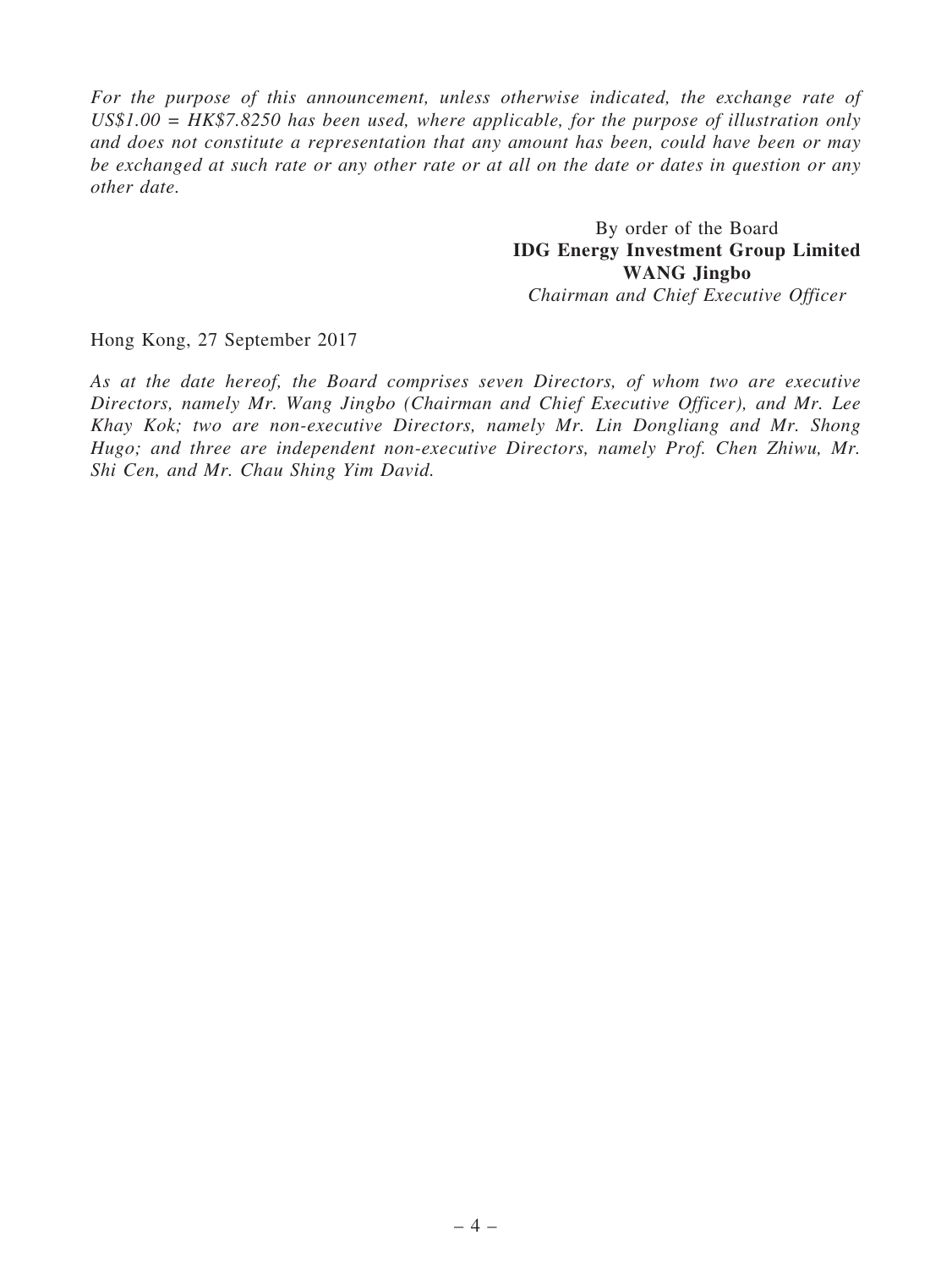*For the purpose of this announcement, unless otherwise indicated, the exchange rate of US$1.00 = HK$7.8250 has been used, where applicable, for the purpose of illustration only and does not constitute a representation that any amount has been, could have been or may be exchanged at such rate or any other rate or at all on the date or dates in question or any other date.*

By order of the Board
**IDG Energy Investment Group Limited**
**WANG Jingbo**
*Chairman and Chief Executive Officer*

Hong Kong, 27 September 2017

*As at the date hereof, the Board comprises seven Directors, of whom two are executive Directors, namely Mr. Wang Jingbo (Chairman and Chief Executive Officer), and Mr. Lee Khay Kok; two are non-executive Directors, namely Mr. Lin Dongliang and Mr. Shong Hugo; and three are independent non-executive Directors, namely Prof. Chen Zhiwu, Mr. Shi Cen, and Mr. Chau Shing Yim David.*